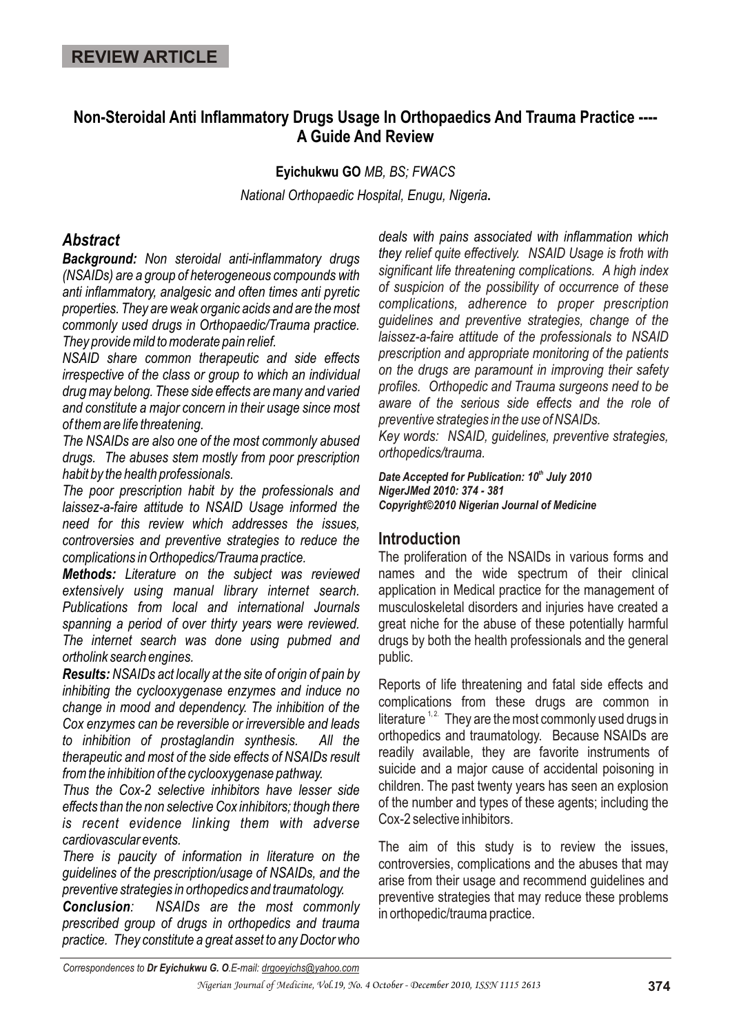REVIEW ARTICLE

# Non-Steroidal Anti Inflammatory Drugs Usage In Orthopaedics And Trauma Practice ---- A Guide And Review

**Eyichukwu GO** *MB, BS; FWACS*

*National Orthopaedic Hospital, Enugu, Nigeria.*

## *Abstract*

***Background:*** *Non steroidal anti-inflammatory drugs (NSAIDs) are a group of heterogeneous compounds with anti inflammatory, analgesic and often times anti pyretic properties. They are weak organic acids and are the most commonly used drugs in Orthopaedic/Trauma practice. They provide mild to moderate pain relief.*

*NSAID share common therapeutic and side effects irrespective of the class or group to which an individual drug may belong. These side effects are many and varied and constitute a major concern in their usage since most of them are life threatening.*

*The NSAIDs are also one of the most commonly abused drugs. The abuses stem mostly from poor prescription habit by the health professionals.*

*The poor prescription habit by the professionals and laissez-a-faire attitude to NSAID Usage informed the need for this review which addresses the issues, controversies and preventive strategies to reduce the complications in Orthopedics/Trauma practice.*

***Methods:*** *Literature on the subject was reviewed extensively using manual library internet search. Publications from local and international Journals spanning a period of over thirty years were reviewed. The internet search was done using pubmed and ortholink search engines.*

***Results:*** *NSAIDs act locally at the site of origin of pain by inhibiting the cyclooxygenase enzymes and induce no change in mood and dependency. The inhibition of the Cox enzymes can be reversible or irreversible and leads to inhibition of prostaglandin synthesis. All the therapeutic and most of the side effects of NSAIDs result from the inhibition of the cyclooxygenase pathway.*

*Thus the Cox-2 selective inhibitors have lesser side effects than the non selective Cox inhibitors; though there is recent evidence linking them with adverse cardiovascular events.*

*There is paucity of information in literature on the guidelines of the prescription/usage of NSAIDs, and the preventive strategies in orthopedics and traumatology.*

***Conclusion****: NSAIDs are the most commonly prescribed group of drugs in orthopedics and trauma practice. They constitute a great asset to any Doctor who deals with pains associated with inflammation which they relief quite effectively. NSAID Usage is froth with significant life threatening complications. A high index of suspicion of the possibility of occurrence of these complications, adherence to proper prescription guidelines and preventive strategies, change of the laissez-a-faire attitude of the professionals to NSAID prescription and appropriate monitoring of the patients on the drugs are paramount in improving their safety profiles. Orthopedic and Trauma surgeons need to be aware of the serious side effects and the role of preventive strategies in the use of NSAIDs.*

*Key words: NSAID, guidelines, preventive strategies, orthopedics/trauma.*

***Date Accepted for Publication: 10th July 2010***
***NigerJMed 2010: 374 - 381***
***Copyright©2010 Nigerian Journal of Medicine***

## Introduction

The proliferation of the NSAIDs in various forms and names and the wide spectrum of their clinical application in Medical practice for the management of musculoskeletal disorders and injuries have created a great niche for the abuse of these potentially harmful drugs by both the health professionals and the general public.

Reports of life threatening and fatal side effects and complications from these drugs are common in literature [1,2]. They are the most commonly used drugs in orthopedics and traumatology. Because NSAIDs are readily available, they are favorite instruments of suicide and a major cause of accidental poisoning in children. The past twenty years has seen an explosion of the number and types of these agents; including the Cox-2 selective inhibitors.

The aim of this study is to review the issues, controversies, complications and the abuses that may arise from their usage and recommend guidelines and preventive strategies that may reduce these problems in orthopedic/trauma practice.

*Correspondences to **Dr Eyichukwu G. O**.E-mail: drgoeyichs@yahoo.com*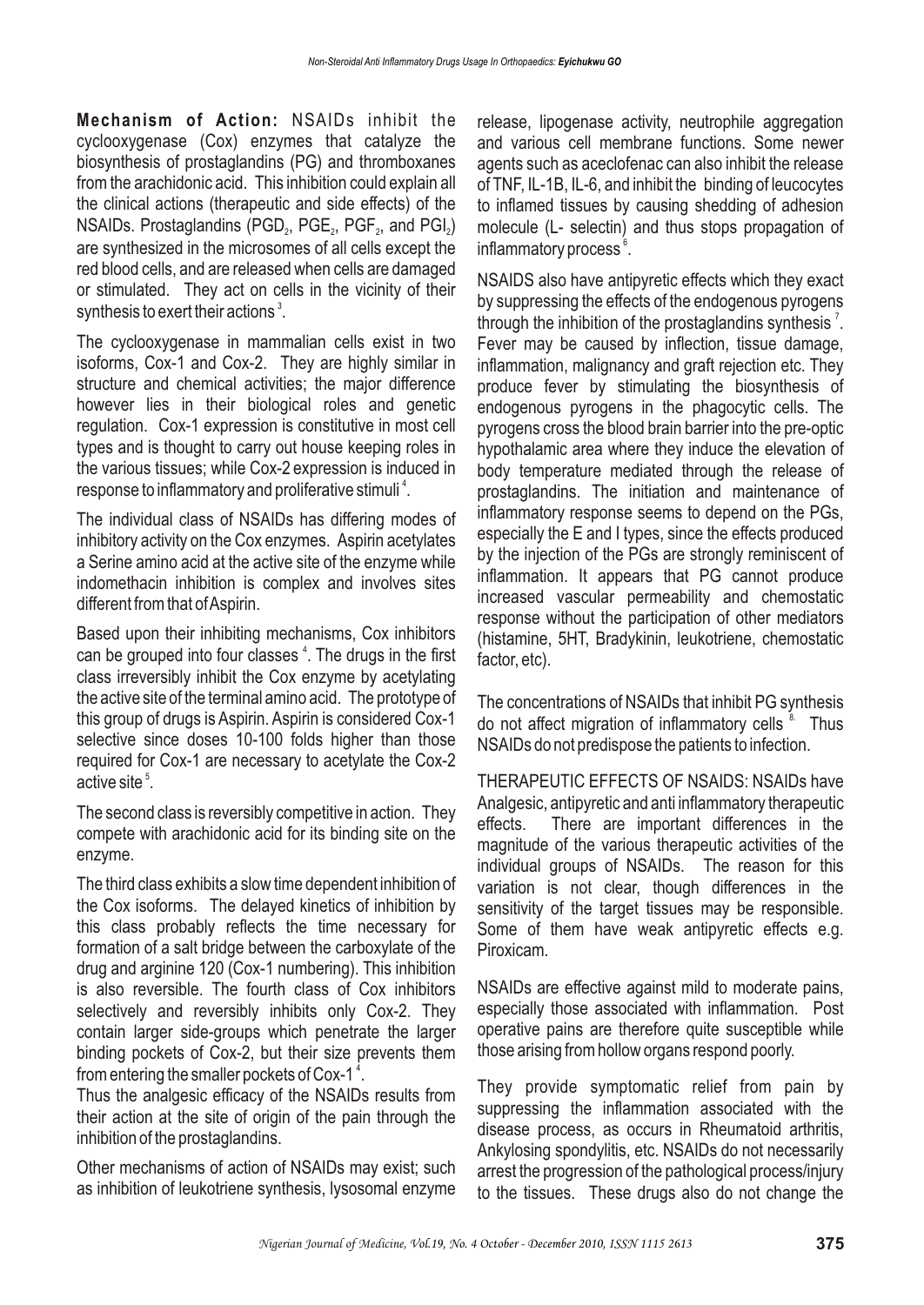**Mechanism of Action:** NSAIDs inhibit the cyclooxygenase (Cox) enzymes that catalyze the biosynthesis of prostaglandins (PG) and thromboxanes from the arachidonic acid. This inhibition could explain all the clinical actions (therapeutic and side effects) of the NSAIDs. Prostaglandins ($PGD_2$, $PGE_2$, $PGF_2$, and $PGI_2$) are synthesized in the microsomes of all cells except the red blood cells, and are released when cells are damaged or stimulated. They act on cells in the vicinity of their synthesis to exert their actions [3].

The cyclooxygenase in mammalian cells exist in two isoforms, Cox-1 and Cox-2. They are highly similar in structure and chemical activities; the major difference however lies in their biological roles and genetic regulation. Cox-1 expression is constitutive in most cell types and is thought to carry out house keeping roles in the various tissues; while Cox-2 expression is induced in response to inflammatory and proliferative stimuli [4].

The individual class of NSAIDs has differing modes of inhibitory activity on the Cox enzymes. Aspirin acetylates a Serine amino acid at the active site of the enzyme while indomethacin inhibition is complex and involves sites different from that of Aspirin.

Based upon their inhibiting mechanisms, Cox inhibitors can be grouped into four classes [4]. The drugs in the first class irreversibly inhibit the Cox enzyme by acetylating the active site of the terminal amino acid. The prototype of this group of drugs is Aspirin. Aspirin is considered Cox-1 selective since doses 10-100 folds higher than those required for Cox-1 are necessary to acetylate the Cox-2 active site [5].

The second class is reversibly competitive in action. They compete with arachidonic acid for its binding site on the enzyme.

The third class exhibits a slow time dependent inhibition of the Cox isoforms. The delayed kinetics of inhibition by this class probably reflects the time necessary for formation of a salt bridge between the carboxylate of the drug and arginine 120 (Cox-1 numbering). This inhibition is also reversible. The fourth class of Cox inhibitors selectively and reversibly inhibits only Cox-2. They contain larger side-groups which penetrate the larger binding pockets of Cox-2, but their size prevents them from entering the smaller pockets of Cox-1 [4].

Thus the analgesic efficacy of the NSAIDs results from their action at the site of origin of the pain through the inhibition of the prostaglandins.

Other mechanisms of action of NSAIDs may exist; such as inhibition of leukotriene synthesis, lysosomal enzyme release, lipogenase activity, neutrophile aggregation and various cell membrane functions. Some newer agents such as aceclofenac can also inhibit the release of TNF, IL-1B, IL-6, and inhibit the binding of leucocytes to inflamed tissues by causing shedding of adhesion molecule (L- selectin) and thus stops propagation of inflammatory process [6].

NSAIDS also have antipyretic effects which they exact by suppressing the effects of the endogenous pyrogens through the inhibition of the prostaglandins synthesis [7]. Fever may be caused by inflection, tissue damage, inflammation, malignancy and graft rejection etc. They produce fever by stimulating the biosynthesis of endogenous pyrogens in the phagocytic cells. The pyrogens cross the blood brain barrier into the pre-optic hypothalamic area where they induce the elevation of body temperature mediated through the release of prostaglandins. The initiation and maintenance of inflammatory response seems to depend on the PGs, especially the E and I types, since the effects produced by the injection of the PGs are strongly reminiscent of inflammation. It appears that PG cannot produce increased vascular permeability and chemostatic response without the participation of other mediators (histamine, 5HT, Bradykinin, leukotriene, chemostatic factor, etc).

The concentrations of NSAIDs that inhibit PG synthesis do not affect migration of inflammatory cells [8]. Thus NSAIDs do not predispose the patients to infection.

THERAPEUTIC EFFECTS OF NSAIDS: NSAIDs have Analgesic, antipyretic and anti inflammatory therapeutic effects. There are important differences in the magnitude of the various therapeutic activities of the individual groups of NSAIDs. The reason for this variation is not clear, though differences in the sensitivity of the target tissues may be responsible. Some of them have weak antipyretic effects e.g. Piroxicam.

NSAIDs are effective against mild to moderate pains, especially those associated with inflammation. Post operative pains are therefore quite susceptible while those arising from hollow organs respond poorly.

They provide symptomatic relief from pain by suppressing the inflammation associated with the disease process, as occurs in Rheumatoid arthritis, Ankylosing spondylitis, etc. NSAIDs do not necessarily arrest the progression of the pathological process/injury to the tissues. These drugs also do not change the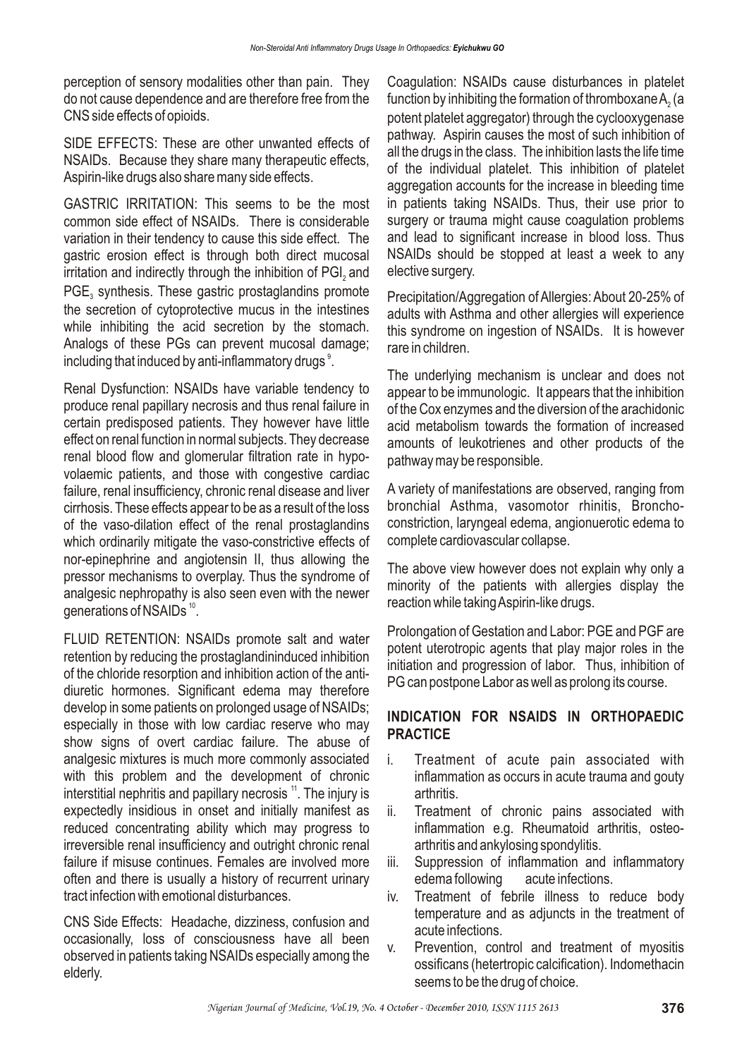perception of sensory modalities other than pain. They do not cause dependence and are therefore free from the CNS side effects of opioids.

SIDE EFFECTS: These are other unwanted effects of NSAIDs. Because they share many therapeutic effects, Aspirin-like drugs also share many side effects.

GASTRIC IRRITATION: This seems to be the most common side effect of NSAIDs. There is considerable variation in their tendency to cause this side effect. The gastric erosion effect is through both direct mucosal irritation and indirectly through the inhibition of $PGI_2$ and $PGE_3$ synthesis. These gastric prostaglandins promote the secretion of cytoprotective mucus in the intestines while inhibiting the acid secretion by the stomach. Analogs of these PGs can prevent mucosal damage; including that induced by anti-inflammatory drugs [9].

Renal Dysfunction: NSAIDs have variable tendency to produce renal papillary necrosis and thus renal failure in certain predisposed patients. They however have little effect on renal function in normal subjects. They decrease renal blood flow and glomerular filtration rate in hypo-volaemic patients, and those with congestive cardiac failure, renal insufficiency, chronic renal disease and liver cirrhosis. These effects appear to be as a result of the loss of the vaso-dilation effect of the renal prostaglandins which ordinarily mitigate the vaso-constrictive effects of nor-epinephrine and angiotensin II, thus allowing the pressor mechanisms to overplay. Thus the syndrome of analgesic nephropathy is also seen even with the newer generations of NSAIDs [10].

FLUID RETENTION: NSAIDs promote salt and water retention by reducing the prostaglandininduced inhibition of the chloride resorption and inhibition action of the anti-diuretic hormones. Significant edema may therefore develop in some patients on prolonged usage of NSAIDs; especially in those with low cardiac reserve who may show signs of overt cardiac failure. The abuse of analgesic mixtures is much more commonly associated with this problem and the development of chronic interstitial nephritis and papillary necrosis [11]. The injury is expectedly insidious in onset and initially manifest as reduced concentrating ability which may progress to irreversible renal insufficiency and outright chronic renal failure if misuse continues. Females are involved more often and there is usually a history of recurrent urinary tract infection with emotional disturbances.

CNS Side Effects: Headache, dizziness, confusion and occasionally, loss of consciousness have all been observed in patients taking NSAIDs especially among the elderly.

Coagulation: NSAIDs cause disturbances in platelet function by inhibiting the formation of thromboxane $A_2$ (a potent platelet aggregator) through the cyclooxygenase pathway. Aspirin causes the most of such inhibition of all the drugs in the class. The inhibition lasts the life time of the individual platelet. This inhibition of platelet aggregation accounts for the increase in bleeding time in patients taking NSAIDs. Thus, their use prior to surgery or trauma might cause coagulation problems and lead to significant increase in blood loss. Thus NSAIDs should be stopped at least a week to any elective surgery.

Precipitation/Aggregation of Allergies: About 20-25% of adults with Asthma and other allergies will experience this syndrome on ingestion of NSAIDs. It is however rare in children.

The underlying mechanism is unclear and does not appear to be immunologic. It appears that the inhibition of the Cox enzymes and the diversion of the arachidonic acid metabolism towards the formation of increased amounts of leukotrienes and other products of the pathway may be responsible.

A variety of manifestations are observed, ranging from bronchial Asthma, vasomotor rhinitis, Broncho-constriction, laryngeal edema, angionuerotic edema to complete cardiovascular collapse.

The above view however does not explain why only a minority of the patients with allergies display the reaction while taking Aspirin-like drugs.

Prolongation of Gestation and Labor: PGE and PGF are potent uterotropic agents that play major roles in the initiation and progression of labor. Thus, inhibition of PG can postpone Labor as well as prolong its course.

## INDICATION FOR NSAIDS IN ORTHOPAEDIC PRACTICE

i. Treatment of acute pain associated with inflammation as occurs in acute trauma and gouty arthritis.
ii. Treatment of chronic pains associated with inflammation e.g. Rheumatoid arthritis, osteo-arthritis and ankylosing spondylitis.
iii. Suppression of inflammation and inflammatory edema following acute infections.
iv. Treatment of febrile illness to reduce body temperature and as adjuncts in the treatment of acute infections.
v. Prevention, control and treatment of myositis ossificans (hetertropic calcification). Indomethacin seems to be the drug of choice.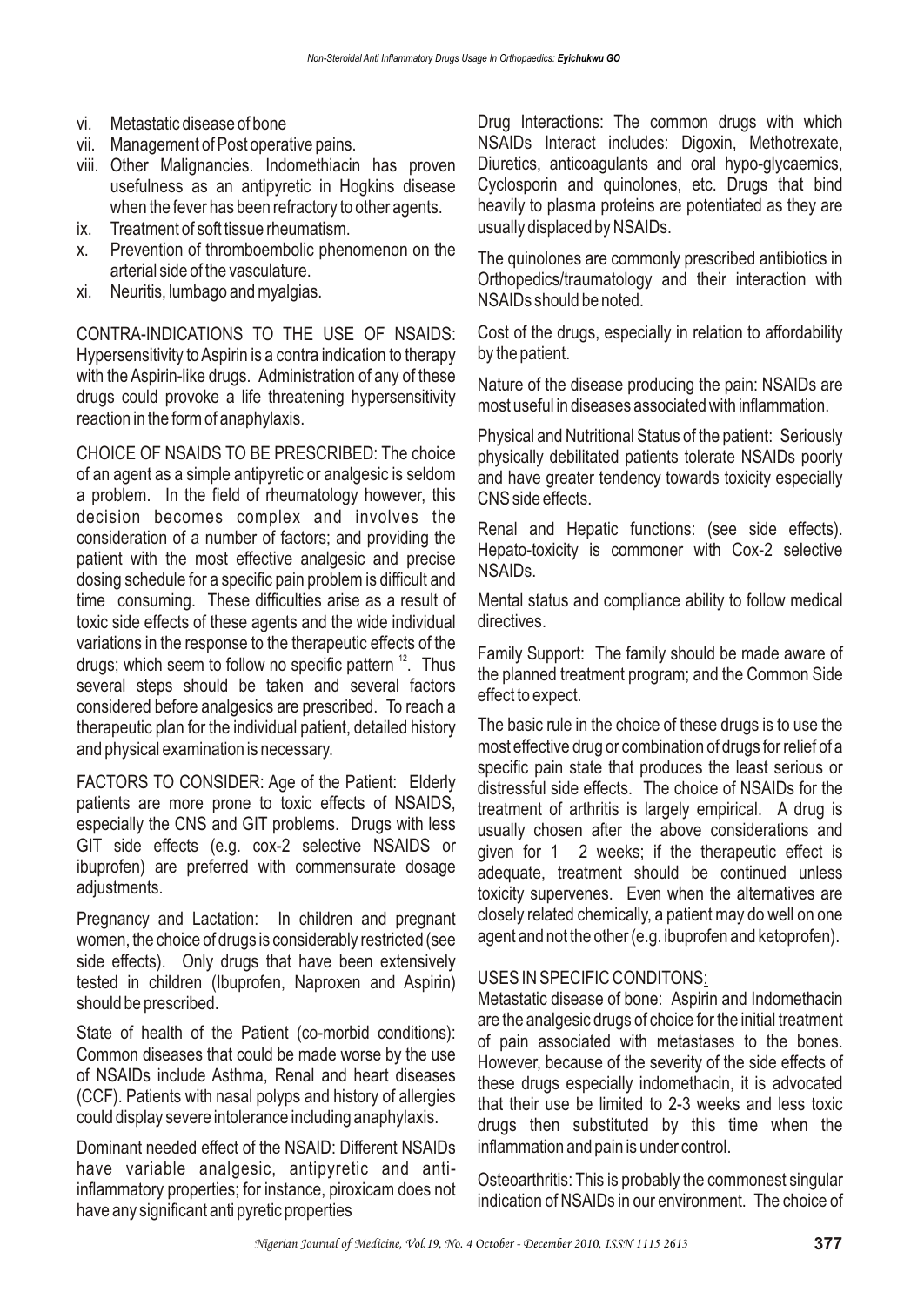vi. Metastatic disease of bone
vii. Management of Post operative pains.
viii. Other Malignancies. Indomethiacin has proven usefulness as an antipyretic in Hogkins disease when the fever has been refractory to other agents.
ix. Treatment of soft tissue rheumatism.
x. Prevention of thromboembolic phenomenon on the arterial side of the vasculature.
xi. Neuritis, lumbago and myalgias.

CONTRA-INDICATIONS TO THE USE OF NSAIDS: Hypersensitivity to Aspirin is a contra indication to therapy with the Aspirin-like drugs. Administration of any of these drugs could provoke a life threatening hypersensitivity reaction in the form of anaphylaxis.

CHOICE OF NSAIDS TO BE PRESCRIBED: The choice of an agent as a simple antipyretic or analgesic is seldom a problem. In the field of rheumatology however, this decision becomes complex and involves the consideration of a number of factors; and providing the patient with the most effective analgesic and precise dosing schedule for a specific pain problem is difficult and time consuming. These difficulties arise as a result of toxic side effects of these agents and the wide individual variations in the response to the therapeutic effects of the drugs; which seem to follow no specific pattern [12]. Thus several steps should be taken and several factors considered before analgesics are prescribed. To reach a therapeutic plan for the individual patient, detailed history and physical examination is necessary.

FACTORS TO CONSIDER: Age of the Patient: Elderly patients are more prone to toxic effects of NSAIDS, especially the CNS and GIT problems. Drugs with less GIT side effects (e.g. cox-2 selective NSAIDS or ibuprofen) are preferred with commensurate dosage adjustments.

Pregnancy and Lactation: In children and pregnant women, the choice of drugs is considerably restricted (see side effects). Only drugs that have been extensively tested in children (Ibuprofen, Naproxen and Aspirin) should be prescribed.

State of health of the Patient (co-morbid conditions): Common diseases that could be made worse by the use of NSAIDs include Asthma, Renal and heart diseases (CCF). Patients with nasal polyps and history of allergies could display severe intolerance including anaphylaxis.

Dominant needed effect of the NSAID: Different NSAIDs have variable analgesic, antipyretic and anti-inflammatory properties; for instance, piroxicam does not have any significant anti pyretic properties

Drug Interactions: The common drugs with which NSAIDs Interact includes: Digoxin, Methotrexate, Diuretics, anticoagulants and oral hypo-glycaemics, Cyclosporin and quinolones, etc. Drugs that bind heavily to plasma proteins are potentiated as they are usually displaced by NSAIDs.

The quinolones are commonly prescribed antibiotics in Orthopedics/traumatology and their interaction with NSAIDs should be noted.

Cost of the drugs, especially in relation to affordability by the patient.

Nature of the disease producing the pain: NSAIDs are most useful in diseases associated with inflammation.

Physical and Nutritional Status of the patient: Seriously physically debilitated patients tolerate NSAIDs poorly and have greater tendency towards toxicity especially CNS side effects.

Renal and Hepatic functions: (see side effects). Hepato-toxicity is commoner with Cox-2 selective NSAIDs.

Mental status and compliance ability to follow medical directives.

Family Support: The family should be made aware of the planned treatment program; and the Common Side effect to expect.

The basic rule in the choice of these drugs is to use the most effective drug or combination of drugs for relief of a specific pain state that produces the least serious or distressful side effects. The choice of NSAIDs for the treatment of arthritis is largely empirical. A drug is usually chosen after the above considerations and given for 1 2 weeks; if the therapeutic effect is adequate, treatment should be continued unless toxicity supervenes. Even when the alternatives are closely related chemically, a patient may do well on one agent and not the other (e.g. ibuprofen and ketoprofen).

USES IN SPECIFIC CONDITONS:

Metastatic disease of bone: Aspirin and Indomethacin are the analgesic drugs of choice for the initial treatment of pain associated with metastases to the bones. However, because of the severity of the side effects of these drugs especially indomethacin, it is advocated that their use be limited to 2-3 weeks and less toxic drugs then substituted by this time when the inflammation and pain is under control.

Osteoarthritis: This is probably the commonest singular indication of NSAIDs in our environment. The choice of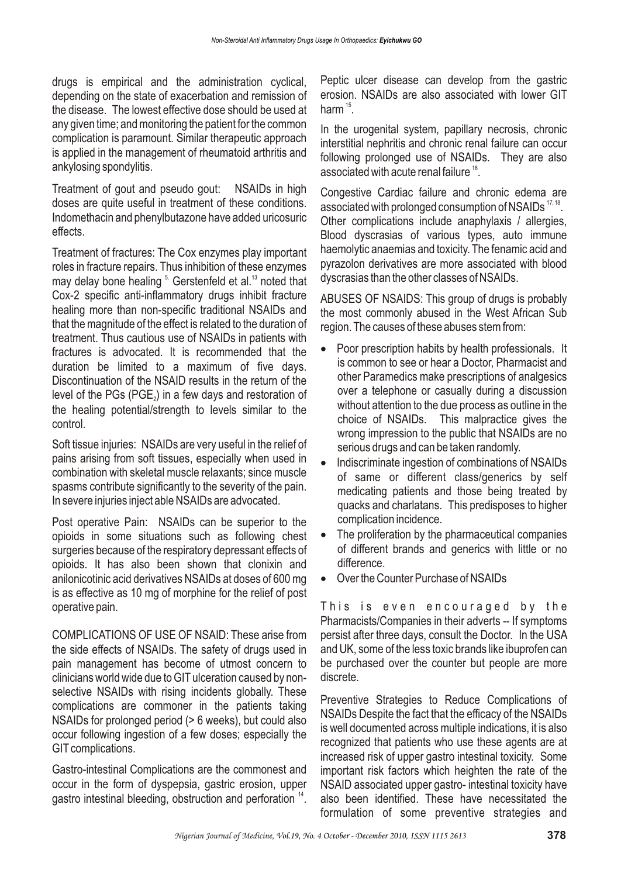drugs is empirical and the administration cyclical, depending on the state of exacerbation and remission of the disease. The lowest effective dose should be used at any given time; and monitoring the patient for the common complication is paramount. Similar therapeutic approach is applied in the management of rheumatoid arthritis and ankylosing spondylitis.

Treatment of gout and pseudo gout: NSAIDs in high doses are quite useful in treatment of these conditions. Indomethacin and phenylbutazone have added uricosuric effects.

Treatment of fractures: The Cox enzymes play important roles in fracture repairs. Thus inhibition of these enzymes may delay bone healing [5]. Gerstenfeld et al.[13] noted that Cox-2 specific anti-inflammatory drugs inhibit fracture healing more than non-specific traditional NSAIDs and that the magnitude of the effect is related to the duration of treatment. Thus cautious use of NSAIDs in patients with fractures is advocated. It is recommended that the duration be limited to a maximum of five days. Discontinuation of the NSAID results in the return of the level of the PGs ($PGE_2$) in a few days and restoration of the healing potential/strength to levels similar to the control.

Soft tissue injuries: NSAIDs are very useful in the relief of pains arising from soft tissues, especially when used in combination with skeletal muscle relaxants; since muscle spasms contribute significantly to the severity of the pain. In severe injuries inject able NSAIDs are advocated.

Post operative Pain: NSAIDs can be superior to the opioids in some situations such as following chest surgeries because of the respiratory depressant effects of opioids. It has also been shown that clonixin and anilonicotinic acid derivatives NSAIDs at doses of 600 mg is as effective as 10 mg of morphine for the relief of post operative pain.

COMPLICATIONS OF USE OF NSAID: These arise from the side effects of NSAIDs. The safety of drugs used in pain management has become of utmost concern to clinicians world wide due to GIT ulceration caused by non-selective NSAIDs with rising incidents globally. These complications are commoner in the patients taking NSAIDs for prolonged period (> 6 weeks), but could also occur following ingestion of a few doses; especially the GIT complications.

Gastro-intestinal Complications are the commonest and occur in the form of dyspepsia, gastric erosion, upper gastro intestinal bleeding, obstruction and perforation [14]. Peptic ulcer disease can develop from the gastric erosion. NSAIDs are also associated with lower GIT harm [15].

In the urogenital system, papillary necrosis, chronic interstitial nephritis and chronic renal failure can occur following prolonged use of NSAIDs. They are also associated with acute renal failure [16].

Congestive Cardiac failure and chronic edema are associated with prolonged consumption of NSAIDs [17, 18]. Other complications include anaphylaxis / allergies, Blood dyscrasias of various types, auto immune haemolytic anaemias and toxicity. The fenamic acid and pyrazolon derivatives are more associated with blood dyscrasias than the other classes of NSAIDs.

ABUSES OF NSAIDS: This group of drugs is probably the most commonly abused in the West African Sub region. The causes of these abuses stem from:

- Poor prescription habits by health professionals. It is common to see or hear a Doctor, Pharmacist and other Paramedics make prescriptions of analgesics over a telephone or casually during a discussion without attention to the due process as outline in the choice of NSAIDs. This malpractice gives the wrong impression to the public that NSAIDs are no serious drugs and can be taken randomly.
- Indiscriminate ingestion of combinations of NSAIDs of same or different class/generics by self medicating patients and those being treated by quacks and charlatans. This predisposes to higher complication incidence.
- The proliferation by the pharmaceutical companies of different brands and generics with little or no difference.
- Over the Counter Purchase of NSAIDs

This is even encouraged by the Pharmacists/Companies in their adverts -- If symptoms persist after three days, consult the Doctor. In the USA and UK, some of the less toxic brands like ibuprofen can be purchased over the counter but people are more discrete.

Preventive Strategies to Reduce Complications of NSAIDs Despite the fact that the efficacy of the NSAIDs is well documented across multiple indications, it is also recognized that patients who use these agents are at increased risk of upper gastro intestinal toxicity. Some important risk factors which heighten the rate of the NSAID associated upper gastro- intestinal toxicity have also been identified. These have necessitated the formulation of some preventive strategies and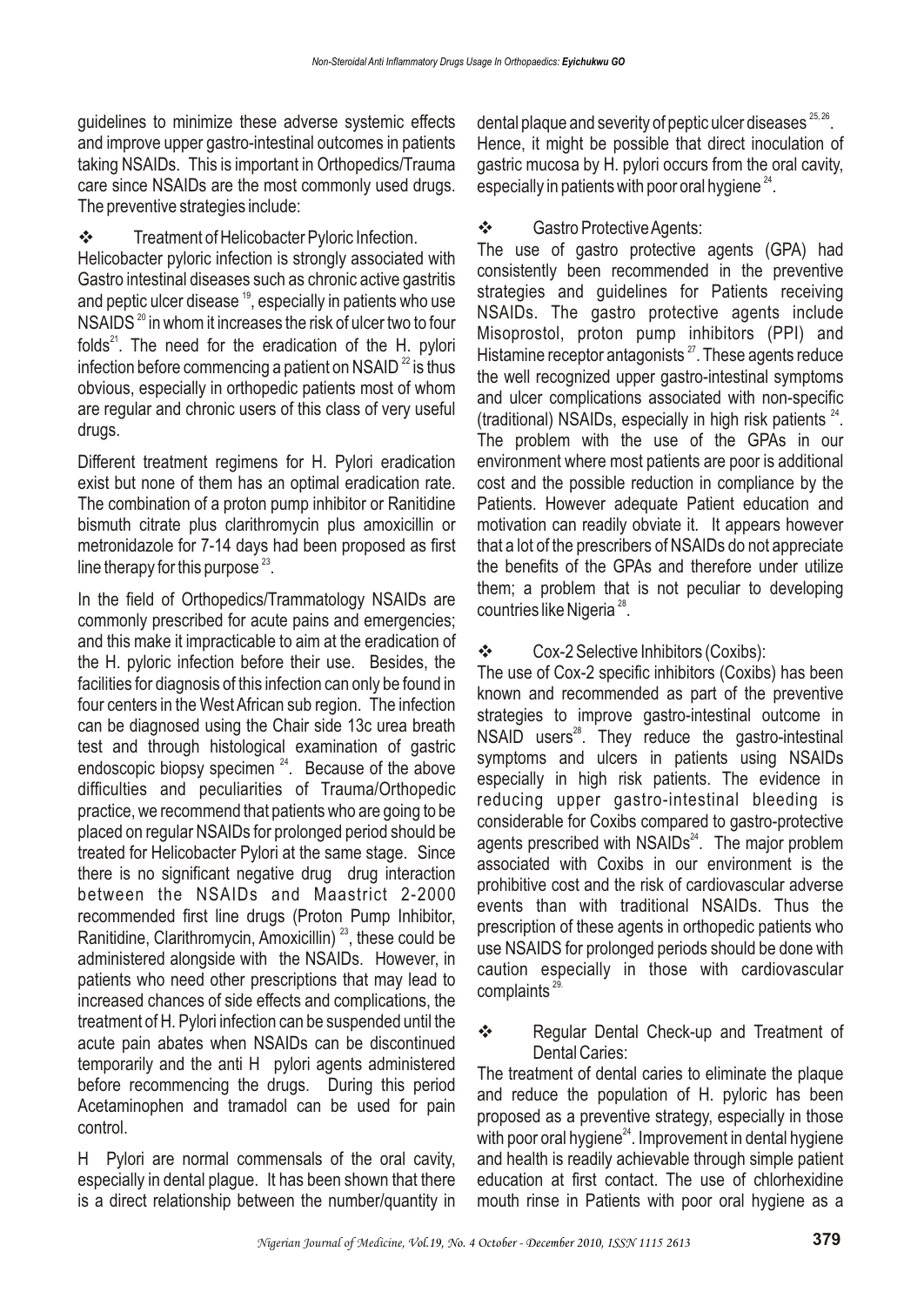guidelines to minimize these adverse systemic effects and improve upper gastro-intestinal outcomes in patients taking NSAIDs. This is important in Orthopedics/Trauma care since NSAIDs are the most commonly used drugs. The preventive strategies include:

❖ Treatment of Helicobacter Pyloric Infection.

Helicobacter pyloric infection is strongly associated with Gastro intestinal diseases such as chronic active gastritis and peptic ulcer disease [19], especially in patients who use NSAIDS [20] in whom it increases the risk of ulcer two to four folds[21]. The need for the eradication of the H. pylori infection before commencing a patient on NSAID [22] is thus obvious, especially in orthopedic patients most of whom are regular and chronic users of this class of very useful drugs.

Different treatment regimens for H. Pylori eradication exist but none of them has an optimal eradication rate. The combination of a proton pump inhibitor or Ranitidine bismuth citrate plus clarithromycin plus amoxicillin or metronidazole for 7-14 days had been proposed as first line therapy for this purpose [23].

In the field of Orthopedics/Trammatology NSAIDs are commonly prescribed for acute pains and emergencies; and this make it impracticable to aim at the eradication of the H. pyloric infection before their use. Besides, the facilities for diagnosis of this infection can only be found in four centers in the West African sub region. The infection can be diagnosed using the Chair side 13c urea breath test and through histological examination of gastric endoscopic biopsy specimen [24]. Because of the above difficulties and peculiarities of Trauma/Orthopedic practice, we recommend that patients who are going to be placed on regular NSAIDs for prolonged period should be treated for Helicobacter Pylori at the same stage. Since there is no significant negative drug drug interaction between the NSAIDs and Maastrict 2-2000 recommended first line drugs (Proton Pump Inhibitor, Ranitidine, Clarithromycin, Amoxicillin) [23], these could be administered alongside with the NSAIDs. However, in patients who need other prescriptions that may lead to increased chances of side effects and complications, the treatment of H. Pylori infection can be suspended until the acute pain abates when NSAIDs can be discontinued temporarily and the anti H pylori agents administered before recommencing the drugs. During this period Acetaminophen and tramadol can be used for pain control.

H Pylori are normal commensals of the oral cavity, especially in dental plague. It has been shown that there is a direct relationship between the number/quantity in dental plaque and severity of peptic ulcer diseases [25, 26]. Hence, it might be possible that direct inoculation of gastric mucosa by H. pylori occurs from the oral cavity, especially in patients with poor oral hygiene [24].

❖ Gastro Protective Agents:

The use of gastro protective agents (GPA) had consistently been recommended in the preventive strategies and guidelines for Patients receiving NSAIDs. The gastro protective agents include Misoprostol, proton pump inhibitors (PPI) and Histamine receptor antagonists [27]. These agents reduce the well recognized upper gastro-intestinal symptoms and ulcer complications associated with non-specific (traditional) NSAIDs, especially in high risk patients [24]. The problem with the use of the GPAs in our environment where most patients are poor is additional cost and the possible reduction in compliance by the Patients. However adequate Patient education and motivation can readily obviate it. It appears however that a lot of the prescribers of NSAIDs do not appreciate the benefits of the GPAs and therefore under utilize them; a problem that is not peculiar to developing countries like Nigeria [28].

❖ Cox-2 Selective Inhibitors (Coxibs):

The use of Cox-2 specific inhibitors (Coxibs) has been known and recommended as part of the preventive strategies to improve gastro-intestinal outcome in NSAID users[28]. They reduce the gastro-intestinal symptoms and ulcers in patients using NSAIDs especially in high risk patients. The evidence in reducing upper gastro-intestinal bleeding is considerable for Coxibs compared to gastro-protective agents prescribed with NSAIDs[24]. The major problem associated with Coxibs in our environment is the prohibitive cost and the risk of cardiovascular adverse events than with traditional NSAIDs. Thus the prescription of these agents in orthopedic patients who use NSAIDS for prolonged periods should be done with caution especially in those with cardiovascular complaints [29].

❖ Regular Dental Check-up and Treatment of Dental Caries:

The treatment of dental caries to eliminate the plaque and reduce the population of H. pyloric has been proposed as a preventive strategy, especially in those with poor oral hygiene[24]. Improvement in dental hygiene and health is readily achievable through simple patient education at first contact. The use of chlorhexidine mouth rinse in Patients with poor oral hygiene as a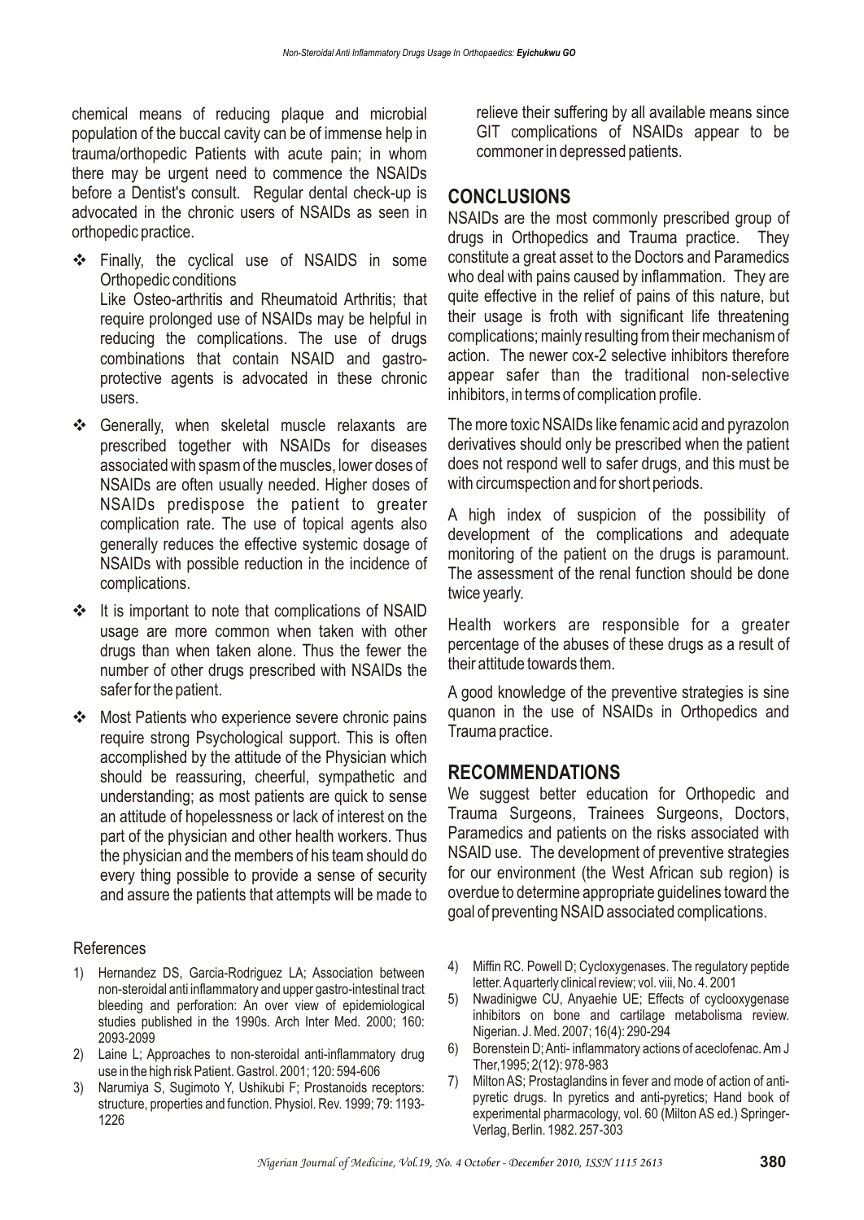chemical means of reducing plaque and microbial population of the buccal cavity can be of immense help in trauma/orthopedic Patients with acute pain; in whom there may be urgent need to commence the NSAIDs before a Dentist's consult. Regular dental check-up is advocated in the chronic users of NSAIDs as seen in orthopedic practice.

- Finally, the cyclical use of NSAIDS in some Orthopedic conditions
  Like Osteo-arthritis and Rheumatoid Arthritis; that require prolonged use of NSAIDs may be helpful in reducing the complications. The use of drugs combinations that contain NSAID and gastro-protective agents is advocated in these chronic users.
- Generally, when skeletal muscle relaxants are prescribed together with NSAIDs for diseases associated with spasm of the muscles, lower doses of NSAIDs are often usually needed. Higher doses of NSAIDs predispose the patient to greater complication rate. The use of topical agents also generally reduces the effective systemic dosage of NSAIDs with possible reduction in the incidence of complications.
- It is important to note that complications of NSAID usage are more common when taken with other drugs than when taken alone. Thus the fewer the number of other drugs prescribed with NSAIDs the safer for the patient.
- Most Patients who experience severe chronic pains require strong Psychological support. This is often accomplished by the attitude of the Physician which should be reassuring, cheerful, sympathetic and understanding; as most patients are quick to sense an attitude of hopelessness or lack of interest on the part of the physician and other health workers. Thus the physician and the members of his team should do every thing possible to provide a sense of security and assure the patients that attempts will be made to relieve their suffering by all available means since GIT complications of NSAIDs appear to be commoner in depressed patients.

## CONCLUSIONS

NSAIDs are the most commonly prescribed group of drugs in Orthopedics and Trauma practice. They constitute a great asset to the Doctors and Paramedics who deal with pains caused by inflammation. They are quite effective in the relief of pains of this nature, but their usage is froth with significant life threatening complications; mainly resulting from their mechanism of action. The newer cox-2 selective inhibitors therefore appear safer than the traditional non-selective inhibitors, in terms of complication profile.

The more toxic NSAIDs like fenamic acid and pyrazolon derivatives should only be prescribed when the patient does not respond well to safer drugs, and this must be with circumspection and for short periods.

A high index of suspicion of the possibility of development of the complications and adequate monitoring of the patient on the drugs is paramount. The assessment of the renal function should be done twice yearly.

Health workers are responsible for a greater percentage of the abuses of these drugs as a result of their attitude towards them.

A good knowledge of the preventive strategies is sine quanon in the use of NSAIDs in Orthopedics and Trauma practice.

## RECOMMENDATIONS

We suggest better education for Orthopedic and Trauma Surgeons, Trainees Surgeons, Doctors, Paramedics and patients on the risks associated with NSAID use. The development of preventive strategies for our environment (the West African sub region) is overdue to determine appropriate guidelines toward the goal of preventing NSAID associated complications.

### References

1) Hernandez DS, Garcia-Rodriguez LA; Association between non-steroidal anti inflammatory and upper gastro-intestinal tract bleeding and perforation: An over view of epidemiological studies published in the 1990s. Arch Inter Med. 2000; 160: 2093-2099
2) Laine L; Approaches to non-steroidal anti-inflammatory drug use in the high risk Patient. Gastrol. 2001; 120: 594-606
3) Narumiya S, Sugimoto Y, Ushikubi F; Prostanoids receptors: structure, properties and function. Physiol. Rev. 1999; 79: 1193-1226
4) Miffin RC. Powell D; Cycloxygenases. The regulatory peptide letter. A quarterly clinical review; vol. viii, No. 4. 2001
5) Nwadinigwe CU, Anyaehie UE; Effects of cyclooxygenase inhibitors on bone and cartilage metabolisma review. Nigerian. J. Med. 2007; 16(4): 290-294
6) Borenstein D; Anti- inflammatory actions of aceclofenac. Am J Ther,1995; 2(12): 978-983
7) Milton AS; Prostaglandins in fever and mode of action of anti-pyretic drugs. In pyretics and anti-pyretics; Hand book of experimental pharmacology, vol. 60 (Milton AS ed.) Springer-Verlag, Berlin. 1982. 257-303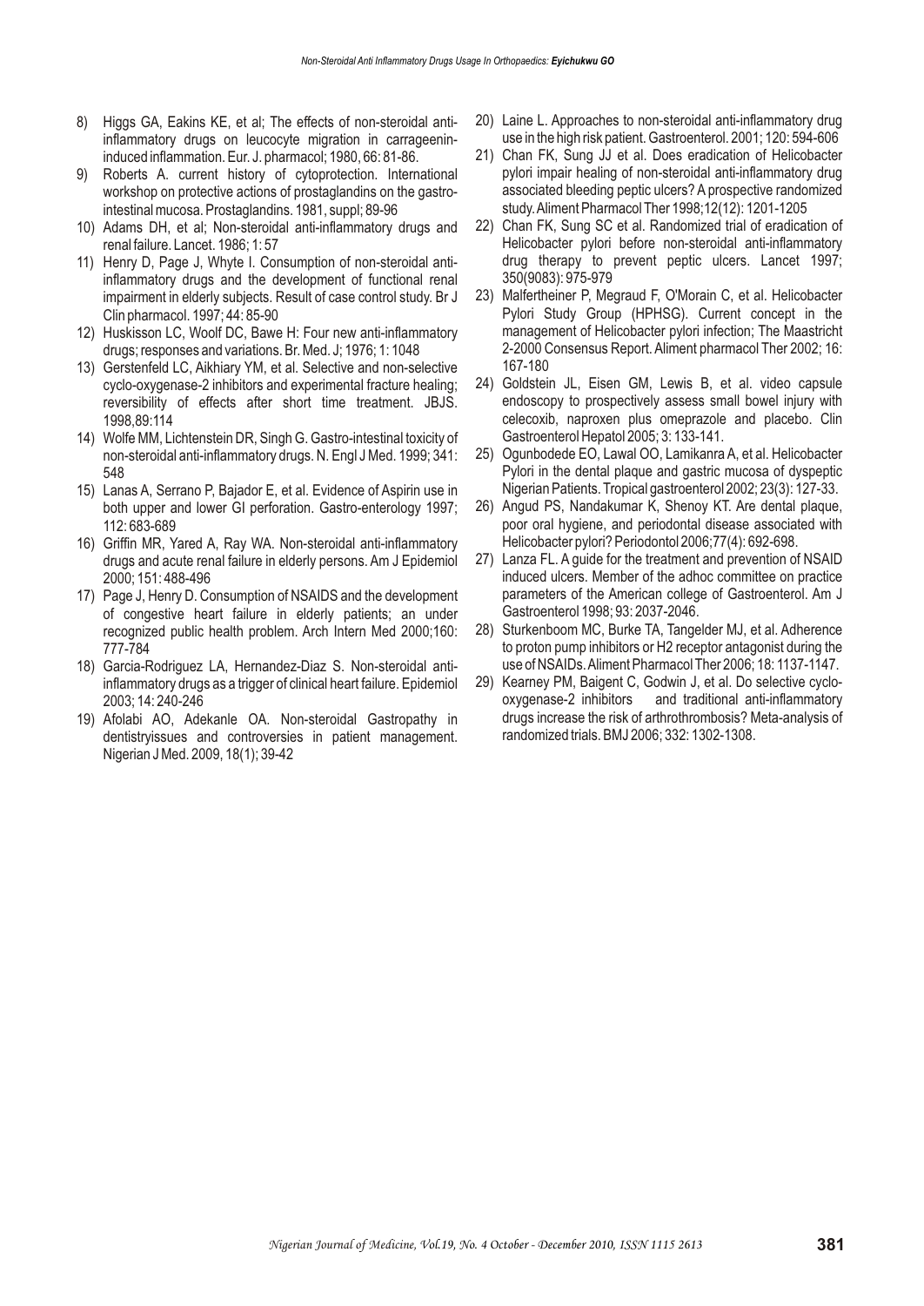8) Higgs GA, Eakins KE, et al; The effects of non-steroidal anti-inflammatory drugs on leucocyte migration in carrageenin-induced inflammation. Eur. J. pharmacol; 1980, 66: 81-86.
9) Roberts A. current history of cytoprotection. International workshop on protective actions of prostaglandins on the gastro-intestinal mucosa. Prostaglandins. 1981, suppl; 89-96
10) Adams DH, et al; Non-steroidal anti-inflammatory drugs and renal failure. Lancet. 1986; 1: 57
11) Henry D, Page J, Whyte I. Consumption of non-steroidal anti-inflammatory drugs and the development of functional renal impairment in elderly subjects. Result of case control study. Br J Clin pharmacol. 1997; 44: 85-90
12) Huskisson LC, Woolf DC, Bawe H: Four new anti-inflammatory drugs; responses and variations. Br. Med. J; 1976; 1: 1048
13) Gerstenfeld LC, Aikhiary YM, et al. Selective and non-selective cyclo-oxygenase-2 inhibitors and experimental fracture healing; reversibility of effects after short time treatment. JBJS. 1998,89:114
14) Wolfe MM, Lichtenstein DR, Singh G. Gastro-intestinal toxicity of non-steroidal anti-inflammatory drugs. N. Engl J Med. 1999; 341: 548
15) Lanas A, Serrano P, Bajador E, et al. Evidence of Aspirin use in both upper and lower GI perforation. Gastro-enterology 1997; 112: 683-689
16) Griffin MR, Yared A, Ray WA. Non-steroidal anti-inflammatory drugs and acute renal failure in elderly persons. Am J Epidemiol 2000; 151: 488-496
17) Page J, Henry D. Consumption of NSAIDS and the development of congestive heart failure in elderly patients; an under recognized public health problem. Arch Intern Med 2000;160: 777-784
18) Garcia-Rodriguez LA, Hernandez-Diaz S. Non-steroidal anti-inflammatory drugs as a trigger of clinical heart failure. Epidemiol 2003; 14: 240-246
19) Afolabi AO, Adekanle OA. Non-steroidal Gastropathy in dentistryissues and controversies in patient management. Nigerian J Med. 2009, 18(1); 39-42
20) Laine L. Approaches to non-steroidal anti-inflammatory drug use in the high risk patient. Gastroenterol. 2001; 120: 594-606
21) Chan FK, Sung JJ et al. Does eradication of Helicobacter pylori impair healing of non-steroidal anti-inflammatory drug associated bleeding peptic ulcers? A prospective randomized study. Aliment Pharmacol Ther 1998;12(12): 1201-1205
22) Chan FK, Sung SC et al. Randomized trial of eradication of Helicobacter pylori before non-steroidal anti-inflammatory drug therapy to prevent peptic ulcers. Lancet 1997; 350(9083): 975-979
23) Malfertheiner P, Megraud F, O'Morain C, et al. Helicobacter Pylori Study Group (HPHSG). Current concept in the management of Helicobacter pylori infection; The Maastricht 2-2000 Consensus Report. Aliment pharmacol Ther 2002; 16: 167-180
24) Goldstein JL, Eisen GM, Lewis B, et al. video capsule endoscopy to prospectively assess small bowel injury with celecoxib, naproxen plus omeprazole and placebo. Clin Gastroenterol Hepatol 2005; 3: 133-141.
25) Ogunbodede EO, Lawal OO, Lamikanra A, et al. Helicobacter Pylori in the dental plaque and gastric mucosa of dyspeptic Nigerian Patients. Tropical gastroenterol 2002; 23(3): 127-33.
26) Angud PS, Nandakumar K, Shenoy KT. Are dental plaque, poor oral hygiene, and periodontal disease associated with Helicobacter pylori? Periodontol 2006;77(4): 692-698.
27) Lanza FL. A guide for the treatment and prevention of NSAID induced ulcers. Member of the adhoc committee on practice parameters of the American college of Gastroenterol. Am J Gastroenterol 1998; 93: 2037-2046.
28) Sturkenboom MC, Burke TA, Tangelder MJ, et al. Adherence to proton pump inhibitors or H2 receptor antagonist during the use of NSAIDs. Aliment Pharmacol Ther 2006; 18: 1137-1147.
29) Kearney PM, Baigent C, Godwin J, et al. Do selective cyclo-oxygenase-2 inhibitors and traditional anti-inflammatory drugs increase the risk of arthrothrombosis? Meta-analysis of randomized trials. BMJ 2006; 332: 1302-1308.